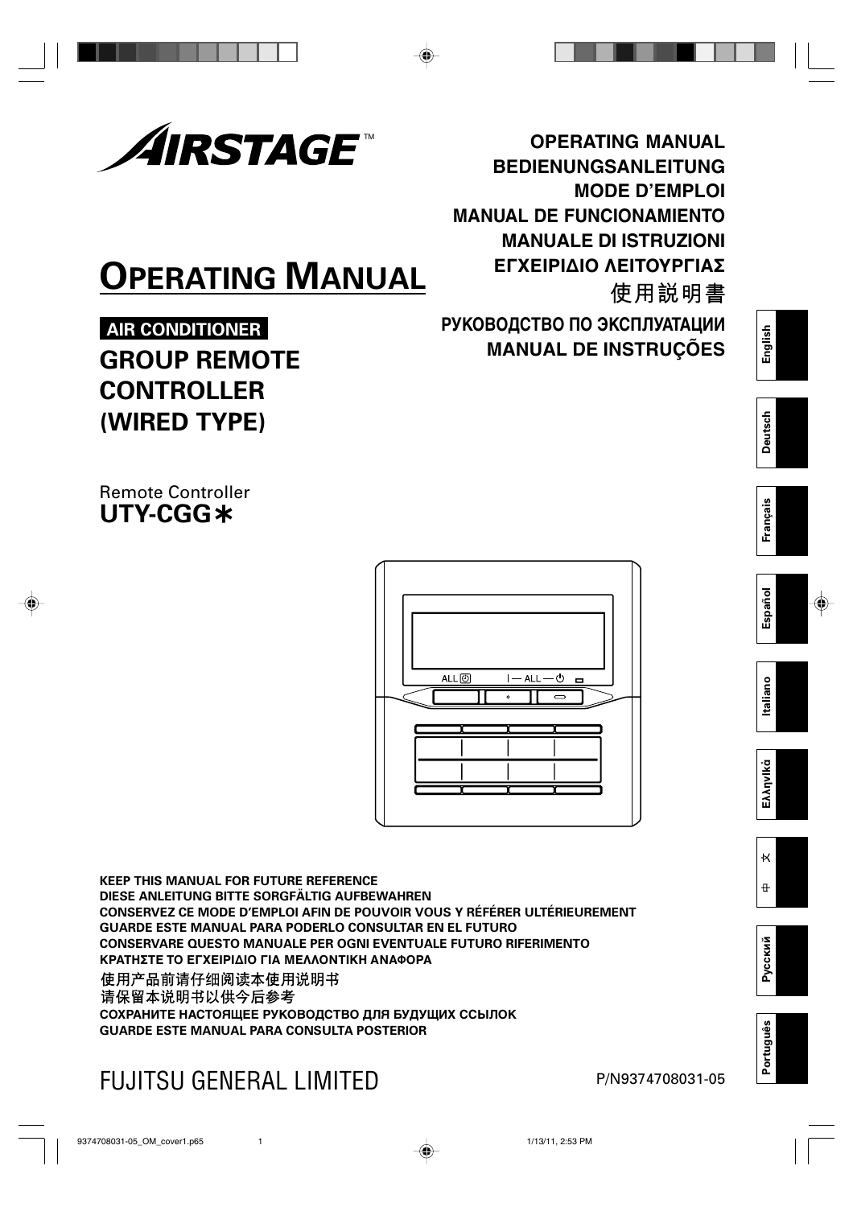AIRSTAGE™

OPERATING MANUAL
BEDIENUNGSANLEITUNG
MODE D'EMPLOI
MANUAL DE FUNCIONAMIENTO
MANUALE DI ISTRUZIONI
ΕΓΧΕΙΡΙΔΙΟ ΛΕΙΤΟΥΡΓΙΑΣ
使用説明書
РУКОВОДСТВО ПО ЭКСПЛУАТАЦИИ
MANUAL DE INSTRUÇÕES

# OPERATING MANUAL

**AIR CONDITIONER**

## GROUP REMOTE CONTROLLER (WIRED TYPE)

Remote Controller
**UTY-CGG∗**

English | Deutsch | Français | Español | Italiano | Ελληνικά | 中文 | Русский | Português

**KEEP THIS MANUAL FOR FUTURE REFERENCE**
**DIESE ANLEITUNG BITTE SORGFÄLTIG AUFBEWAHREN**
**CONSERVEZ CE MODE D'EMPLOI AFIN DE POUVOIR VOUS Y RÉFÉRER ULTÉRIEUREMENT**
**GUARDE ESTE MANUAL PARA PODERLO CONSULTAR EN EL FUTURO**
**CONSERVARE QUESTO MANUALE PER OGNI EVENTUALE FUTURO RIFERIMENTO**
**ΚΡΑΤΗΣΤΕ ΤΟ ΕΓΧΕΙΡΙΔΙΟ ΓΙΑ ΜΕΛΛΟΝΤΙΚΗ ΑΝΑΦΟΡΑ**
使用产品前请仔细阅读本使用说明书
请保留本说明书以供今后参考
**СОХРАНИТЕ НАСТОЯЩЕЕ РУКОВОДСТВО ДЛЯ БУДУЩИХ ССЫЛОК**
**GUARDE ESTE MANUAL PARA CONSULTA POSTERIOR**

FUJITSU GENERAL LIMITED

P/N9374708031-05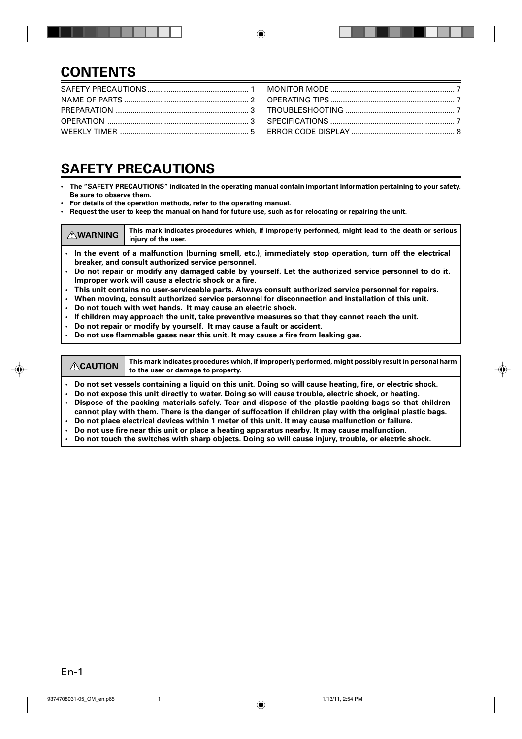# CONTENTS

| | | | |
|---|---|---|---|
| SAFETY PRECAUTIONS | 1 | MONITOR MODE | 7 |
| NAME OF PARTS | 2 | OPERATING TIPS | 7 |
| PREPARATION | 3 | TROUBLESHOOTING | 7 |
| OPERATION | 3 | SPECIFICATIONS | 7 |
| WEEKLY TIMER | 5 | ERROR CODE DISPLAY | 8 |

# SAFETY PRECAUTIONS

- **The "SAFETY PRECAUTIONS" indicated in the operating manual contain important information pertaining to your safety. Be sure to observe them.**
- **For details of the operation methods, refer to the operating manual.**
- **Request the user to keep the manual on hand for future use, such as for relocating or repairing the unit.**

| ⚠WARNING | This mark indicates procedures which, if improperly performed, might lead to the death or serious injury of the user. |
|---|---|

- **In the event of a malfunction (burning smell, etc.), immediately stop operation, turn off the electrical breaker, and consult authorized service personnel.**
- **Do not repair or modify any damaged cable by yourself. Let the authorized service personnel to do it. Improper work will cause a electric shock or a fire.**
- **This unit contains no user-serviceable parts. Always consult authorized service personnel for repairs.**
- **When moving, consult authorized service personnel for disconnection and installation of this unit.**
- **Do not touch with wet hands. It may cause an electric shock.**
- **If children may approach the unit, take preventive measures so that they cannot reach the unit.**
- **Do not repair or modify by yourself. It may cause a fault or accident.**
- **Do not use flammable gases near this unit. It may cause a fire from leaking gas.**

| ⚠CAUTION | This mark indicates procedures which, if improperly performed, might possibly result in personal harm to the user or damage to property. |
|---|---|

- **Do not set vessels containing a liquid on this unit. Doing so will cause heating, fire, or electric shock.**
- **Do not expose this unit directly to water. Doing so will cause trouble, electric shock, or heating.**
- **Dispose of the packing materials safely. Tear and dispose of the plastic packing bags so that children cannot play with them. There is the danger of suffocation if children play with the original plastic bags.**
- **Do not place electrical devices within 1 meter of this unit. It may cause malfunction or failure.**
- **Do not use fire near this unit or place a heating apparatus nearby. It may cause malfunction.**
- **Do not touch the switches with sharp objects. Doing so will cause injury, trouble, or electric shock.**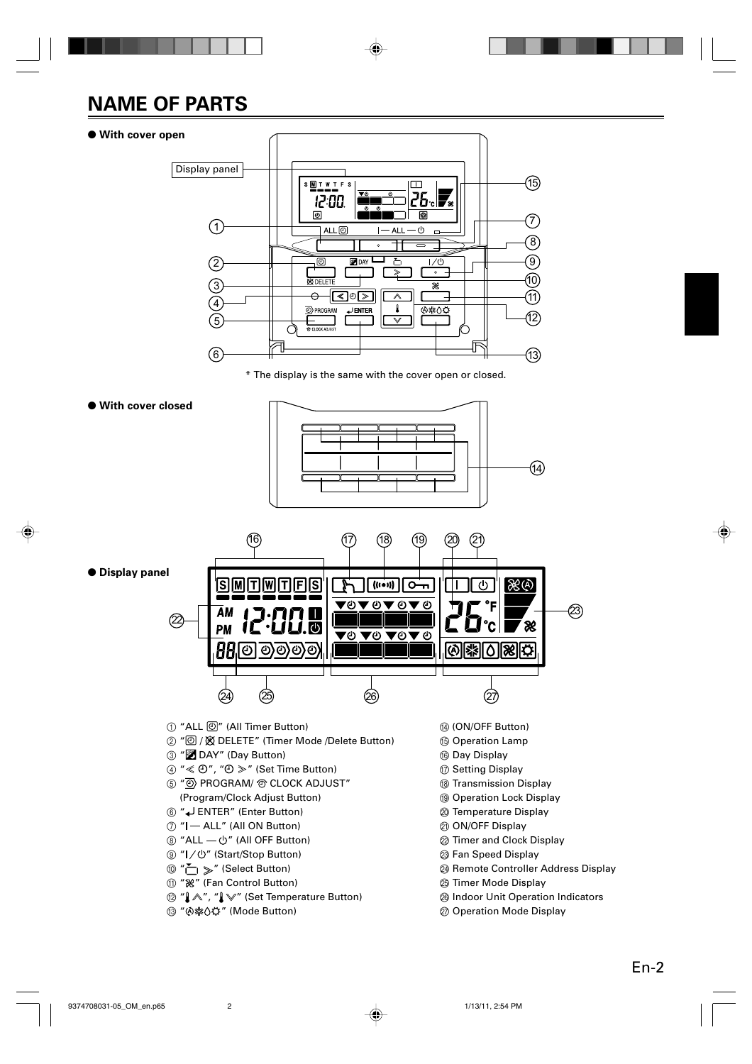# NAME OF PARTS

● **With cover open**

Display panel

\* The display is the same with the cover open or closed.

● **With cover closed**

● **Display panel**

① "ALL ⓞ" (All Timer Button)
② "ⓞ / ⊠ DELETE" (Timer Mode /Delete Button)
③ "▣ DAY" (Day Button)
④ "≤ ⏲", "⏲ ≥" (Set Time Button)
⑤ "⏲ PROGRAM/ ⏲ CLOCK ADJUST" (Program/Clock Adjust Button)
⑥ "↵ ENTER" (Enter Button)
⑦ "I — ALL" (All ON Button)
⑧ "ALL — ⏻" (All OFF Button)
⑨ "I / ⏻" (Start/Stop Button)
⑩ " ≥" (Select Button)
⑪ "✻" (Fan Control Button)
⑫ "🌡 ∧", "🌡 ∨" (Set Temperature Button)
⑬ "Ⓐ❄💧✻☼" (Mode Button)
⑭ (ON/OFF Button)
⑮ Operation Lamp
⑯ Day Display
⑰ Setting Display
⑱ Transmission Display
⑲ Operation Lock Display
⑳ Temperature Display
㉑ ON/OFF Display
㉒ Timer and Clock Display
㉓ Fan Speed Display
㉔ Remote Controller Address Display
㉕ Timer Mode Display
㉖ Indoor Unit Operation Indicators
㉗ Operation Mode Display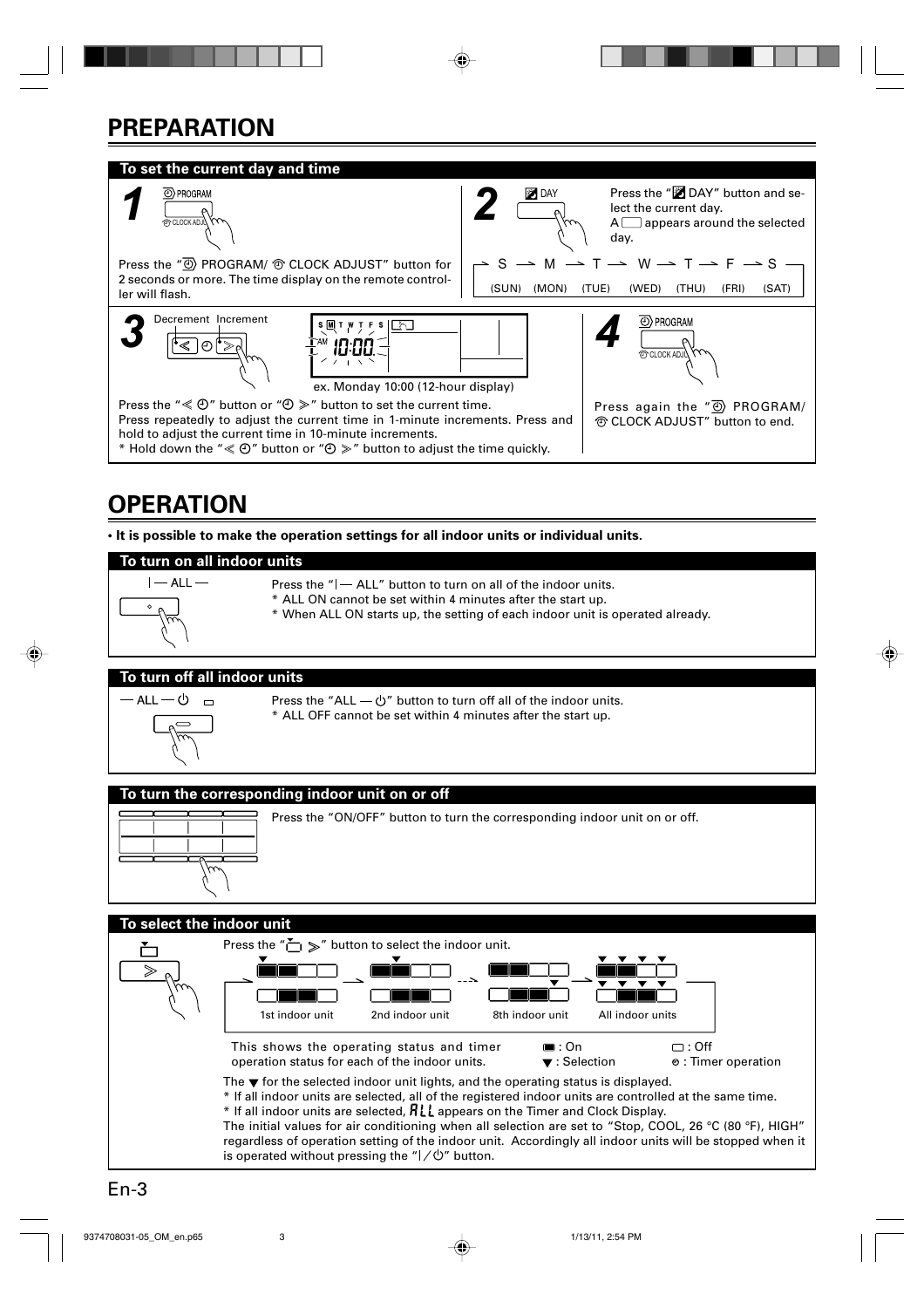# PREPARATION

## To set the current day and time

**1**

PROGRAM / CLOCK ADJUST

Press the "PROGRAM/ CLOCK ADJUST" button for 2 seconds or more. The time display on the remote controller will flash.

**2**

DAY

Press the "DAY" button and select the current day.
A ▭ appears around the selected day.

S → M → T → W → T → F → S
(SUN) (MON) (TUE) (WED) (THU) (FRI) (SAT)

**3**

Decrement Increment

ex. Monday 10:00 (12-hour display)

Press the "≪ ⊙" button or "⊙ ≫" button to set the current time.
Press repeatedly to adjust the current time in 1-minute increments. Press and hold to adjust the current time in 10-minute increments.
* Hold down the "≪ ⊙" button or "⊙ ≫" button to adjust the time quickly.

**4**

PROGRAM / CLOCK ADJUST

Press again the "PROGRAM/ CLOCK ADJUST" button to end.

# OPERATION

**• It is possible to make the operation settings for all indoor units or individual units.**

## To turn on all indoor units

| — ALL —

Press the "| — ALL" button to turn on all of the indoor units.
* ALL ON cannot be set within 4 minutes after the start up.
* When ALL ON starts up, the setting of each indoor unit is operated already.

## To turn off all indoor units

— ALL — ⏻

Press the "ALL — ⏻" button to turn off all of the indoor units.
* ALL OFF cannot be set within 4 minutes after the start up.

## To turn the corresponding indoor unit on or off

Press the "ON/OFF" button to turn the corresponding indoor unit on or off.

## To select the indoor unit

Press the "▭ ≫" button to select the indoor unit.

1st indoor unit → 2nd indoor unit → ... → 8th indoor unit → All indoor units

This shows the operating status and timer operation status for each of the indoor units.

■ : On
▭ : Off
▼ : Selection
⊙ : Timer operation

The ▼ for the selected indoor unit lights, and the operating status is displayed.
* If all indoor units are selected, all of the registered indoor units are controlled at the same time.
* If all indoor units are selected, ALL appears on the Timer and Clock Display.
The initial values for air conditioning when all selection are set to "Stop, COOL, 26 °C (80 °F), HIGH" regardless of operation setting of the indoor unit. Accordingly all indoor units will be stopped when it is operated without pressing the "| / ⏻" button.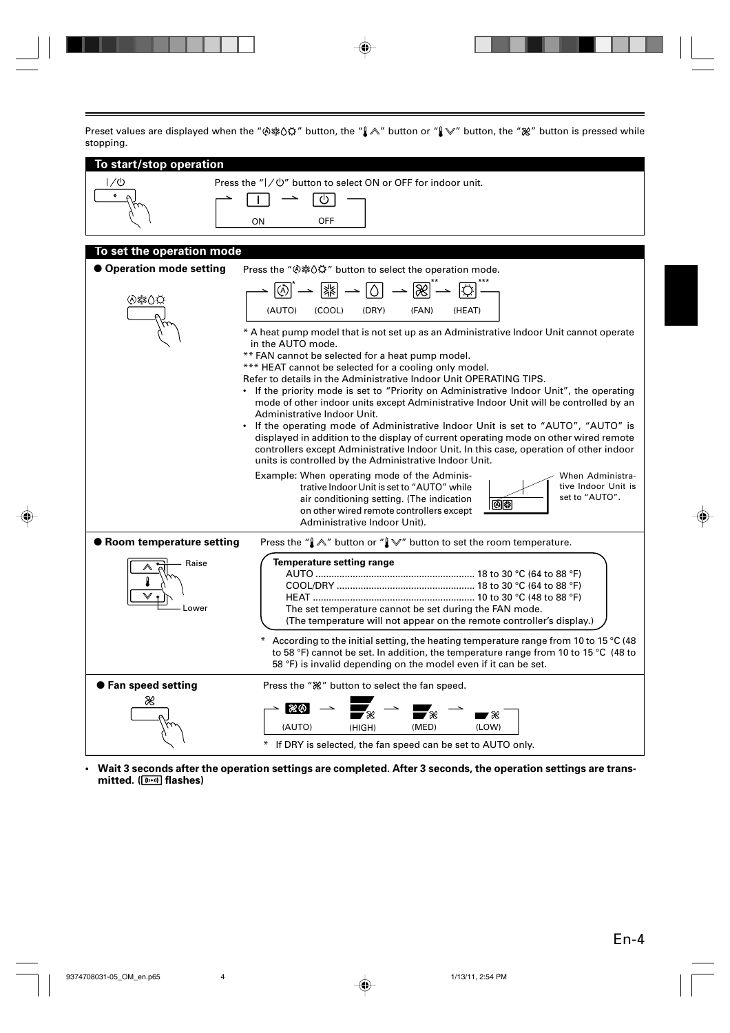Preset values are displayed when the "Ⓐ❄◇☼" button, the "🌡∧" button or "🌡∨" button, the "❀" button is pressed while stopping.

## To start/stop operation

Press the "|/⏻" button to select ON or OFF for indoor unit.

ON → OFF

## To set the operation mode

### ● Operation mode setting

Press the "Ⓐ❄◇☼" button to select the operation mode.

(AUTO)* → (COOL) → (DRY) → (FAN)** → (HEAT)***

* A heat pump model that is not set up as an Administrative Indoor Unit cannot operate in the AUTO mode.

** FAN cannot be selected for a heat pump model.

*** HEAT cannot be selected for a cooling only model.

Refer to details in the Administrative Indoor Unit OPERATING TIPS.

- If the priority mode is set to "Priority on Administrative Indoor Unit", the operating mode of other indoor units except Administrative Indoor Unit will be controlled by an Administrative Indoor Unit.
- If the operating mode of Administrative Indoor Unit is set to "AUTO", "AUTO" is displayed in addition to the display of current operating mode on other wired remote controllers except Administrative Indoor Unit. In this case, operation of other indoor units is controlled by the Administrative Indoor Unit.

Example: When operating mode of the Administrative Indoor Unit is set to "AUTO" while air conditioning setting. (The indication on other wired remote controllers except Administrative Indoor Unit).

When Administrative Indoor Unit is set to "AUTO".

### ● Room temperature setting

Press the "🌡∧" button or "🌡∨" button to set the room temperature.

Raise / Lower

**Temperature setting range**

AUTO ........................................................ 18 to 30 °C (64 to 88 °F)

COOL/DRY ................................................ 18 to 30 °C (64 to 88 °F)

HEAT ......................................................... 10 to 30 °C (48 to 88 °F)

The set temperature cannot be set during the FAN mode.

(The temperature will not appear on the remote controller's display.)

* According to the initial setting, the heating temperature range from 10 to 15 °C (48 to 58 °F) cannot be set. In addition, the temperature range from 10 to 15 °C (48 to 58 °F) is invalid depending on the model even if it can be set.

### ● Fan speed setting

Press the "❀" button to select the fan speed.

(AUTO) → (HIGH) → (MED) → (LOW)

* If DRY is selected, the fan speed can be set to AUTO only.

- **Wait 3 seconds after the operation settings are completed. After 3 seconds, the operation settings are transmitted. ((•)) flashes)**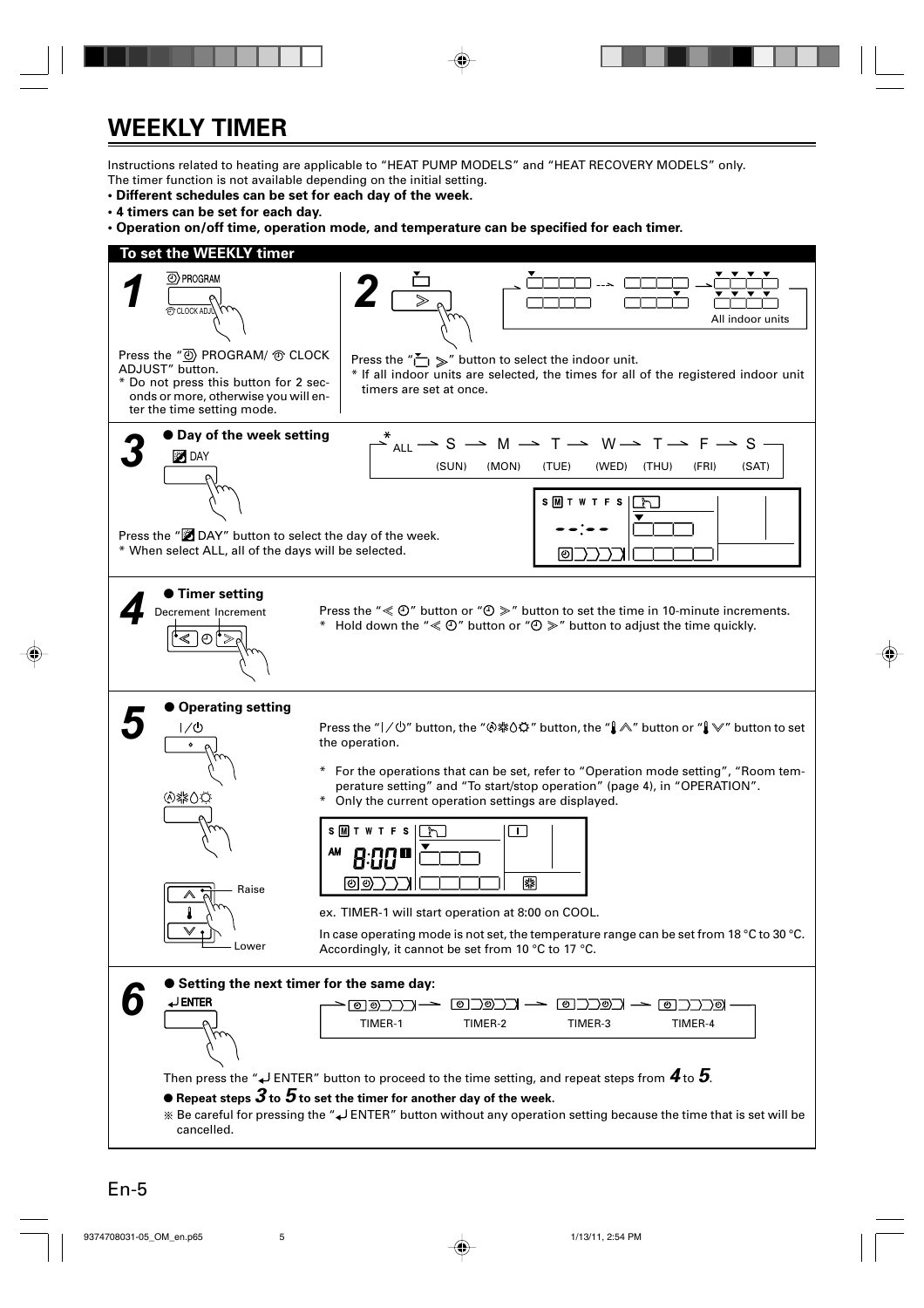# WEEKLY TIMER

Instructions related to heating are applicable to "HEAT PUMP MODELS" and "HEAT RECOVERY MODELS" only.
The timer function is not available depending on the initial setting.

- **Different schedules can be set for each day of the week.**
- **4 timers can be set for each day.**
- **Operation on/off time, operation mode, and temperature can be specified for each timer.**

## To set the WEEKLY timer

### 1

PROGRAM

CLOCK ADJUST

Press the "PROGRAM/ CLOCK ADJUST" button.

* Do not press this button for 2 seconds or more, otherwise you will enter the time setting mode.

### 2

All indoor units

Press the " ≫" button to select the indoor unit.

* If all indoor units are selected, the times for all of the registered indoor unit timers are set at once.

### 3

● **Day of the week setting**

DAY

*ALL → S → M → T → W → T → F → S
(SUN) (MON) (TUE) (WED) (THU) (FRI) (SAT)

S M T W T F S

Press the " DAY" button to select the day of the week.

* When select ALL, all of the days will be selected.

### 4

● **Timer setting**

Decrement Increment

Press the "≪ " button or " ≫" button to set the time in 10-minute increments.

* Hold down the "≪ " button or " ≫" button to adjust the time quickly.

### 5

● **Operating setting**

Raise

Lower

Press the "|/" button, the "" button, the " ∧" button or " ∨" button to set the operation.

* For the operations that can be set, refer to "Operation mode setting", "Room temperature setting" and "To start/stop operation" (page 4), in "OPERATION".
* Only the current operation settings are displayed.

S M T W T F S

AM 8:00

ex. TIMER-1 will start operation at 8:00 on COOL.

In case operating mode is not set, the temperature range can be set from 18 °C to 30 °C. Accordingly, it cannot be set from 10 °C to 17 °C.

### 6

● **Setting the next timer for the same day:**

ENTER

TIMER-1 → TIMER-2 → TIMER-3 → TIMER-4

Then press the " ENTER" button to proceed to the time setting, and repeat steps from ***4*** to ***5***.

● **Repeat steps *3* to *5* to set the timer for another day of the week.**

※ Be careful for pressing the " ENTER" button without any operation setting because the time that is set will be cancelled.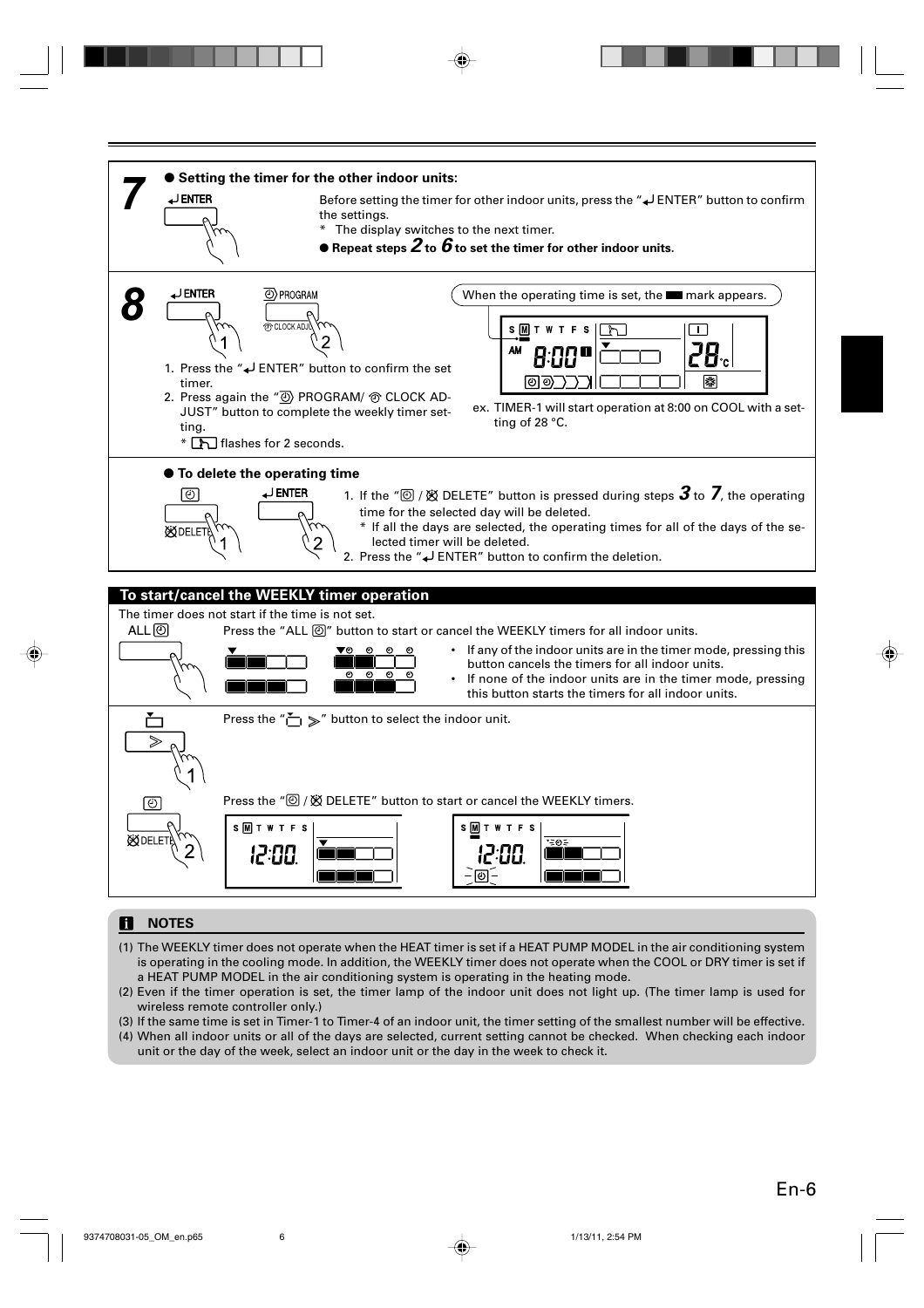## 7

**● Setting the timer for the other indoor units:**

ENTER

Before setting the timer for other indoor units, press the "↵ ENTER" button to confirm the settings.

\* The display switches to the next timer.

**● Repeat steps 2 to 6 to set the timer for other indoor units.**

## 8

ENTER / PROGRAM / CLOCK ADJUST

1. Press the "↵ ENTER" button to confirm the set timer.
2. Press again the "PROGRAM/ CLOCK ADJUST" button to complete the weekly timer setting.

\* flashes for 2 seconds.

When the operating time is set, the ■ mark appears.

S M T W T F S
AM 8:00
28 °C

ex. TIMER-1 will start operation at 8:00 on COOL with a setting of 28 °C.

**● To delete the operating time**

DELETE / ENTER

1. If the " / DELETE" button is pressed during steps 3 to 7, the operating time for the selected day will be deleted.
   \* If all the days are selected, the operating times for all of the days of the selected timer will be deleted.
2. Press the "↵ ENTER" button to confirm the deletion.

## To start/cancel the WEEKLY timer operation

The timer does not start if the time is not set.

ALL

Press the "ALL" button to start or cancel the WEEKLY timers for all indoor units.

- If any of the indoor units are in the timer mode, pressing this button cancels the timers for all indoor units.
- If none of the indoor units are in the timer mode, pressing this button starts the timers for all indoor units.

Press the " ≫" button to select the indoor unit.

Press the " / DELETE" button to start or cancel the WEEKLY timers.

S M T W T F S
12:00

S M T W T F S
12:00

### NOTES

(1) The WEEKLY timer does not operate when the HEAT timer is set if a HEAT PUMP MODEL in the air conditioning system is operating in the cooling mode. In addition, the WEEKLY timer does not operate when the COOL or DRY timer is set if a HEAT PUMP MODEL in the air conditioning system is operating in the heating mode.

(2) Even if the timer operation is set, the timer lamp of the indoor unit does not light up. (The timer lamp is used for wireless remote controller only.)

(3) If the same time is set in Timer-1 to Timer-4 of an indoor unit, the timer setting of the smallest number will be effective.

(4) When all indoor units or all of the days are selected, current setting cannot be checked. When checking each indoor unit or the day of the week, select an indoor unit or the day in the week to check it.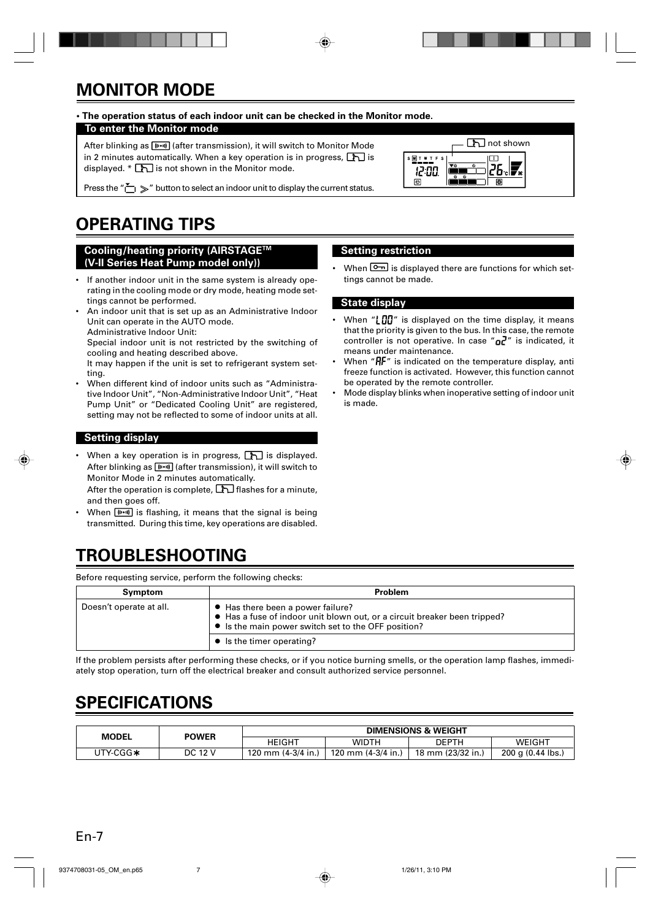# MONITOR MODE

**• The operation status of each indoor unit can be checked in the Monitor mode.**

**To enter the Monitor mode**

After blinking as [((•))] (after transmission), it will switch to Monitor Mode in 2 minutes automatically. When a key operation is in progress, [icon] is displayed. * [icon] is not shown in the Monitor mode.

Press the "[icon] ≫" button to select an indoor unit to display the current status.

[icon] not shown

# OPERATING TIPS

**Cooling/heating priority (AIRSTAGE™ (V-II Series Heat Pump model only))**

- If another indoor unit in the same system is already operating in the cooling mode or dry mode, heating mode settings cannot be performed.
- An indoor unit that is set up as an Administrative Indoor Unit can operate in the AUTO mode.
  Administrative Indoor Unit:
  Special indoor unit is not restricted by the switching of cooling and heating described above.
  It may happen if the unit is set to refrigerant system setting.
- When different kind of indoor units such as "Administrative Indoor Unit", "Non-Administrative Indoor Unit", "Heat Pump Unit" or "Dedicated Cooling Unit" are registered, setting may not be reflected to some of indoor units at all.

**Setting display**

- When a key operation is in progress, [icon] is displayed. After blinking as [((•))] (after transmission), it will switch to Monitor Mode in 2 minutes automatically.
  After the operation is complete, [icon] flashes for a minute, and then goes off.
- When [((•))] is flashing, it means that the signal is being transmitted. During this time, key operations are disabled.

**Setting restriction**

- When [key icon] is displayed there are functions for which settings cannot be made.

**State display**

- When "L00" is displayed on the time display, it means that the priority is given to the bus. In this case, the remote controller is not operative. In case "o2" is indicated, it means under maintenance.
- When "AF" is indicated on the temperature display, anti freeze function is activated. However, this function cannot be operated by the remote controller.
- Mode display blinks when inoperative setting of indoor unit is made.

# TROUBLESHOOTING

Before requesting service, perform the following checks:

| Symptom | Problem |
|---|---|
| Doesn't operate at all. | ● Has there been a power failure?<br>● Has a fuse of indoor unit blown out, or a circuit breaker been tripped?<br>● Is the main power switch set to the OFF position? |
| | ● Is the timer operating? |

If the problem persists after performing these checks, or if you notice burning smells, or the operation lamp flashes, immediately stop operation, turn off the electrical breaker and consult authorized service personnel.

# SPECIFICATIONS

| MODEL | POWER | DIMENSIONS & WEIGHT | | | |
|---|---|---|---|---|---|
| | | HEIGHT | WIDTH | DEPTH | WEIGHT |
| UTY-CGG∗ | DC 12 V | 120 mm (4-3/4 in.) | 120 mm (4-3/4 in.) | 18 mm (23/32 in.) | 200 g (0.44 lbs.) |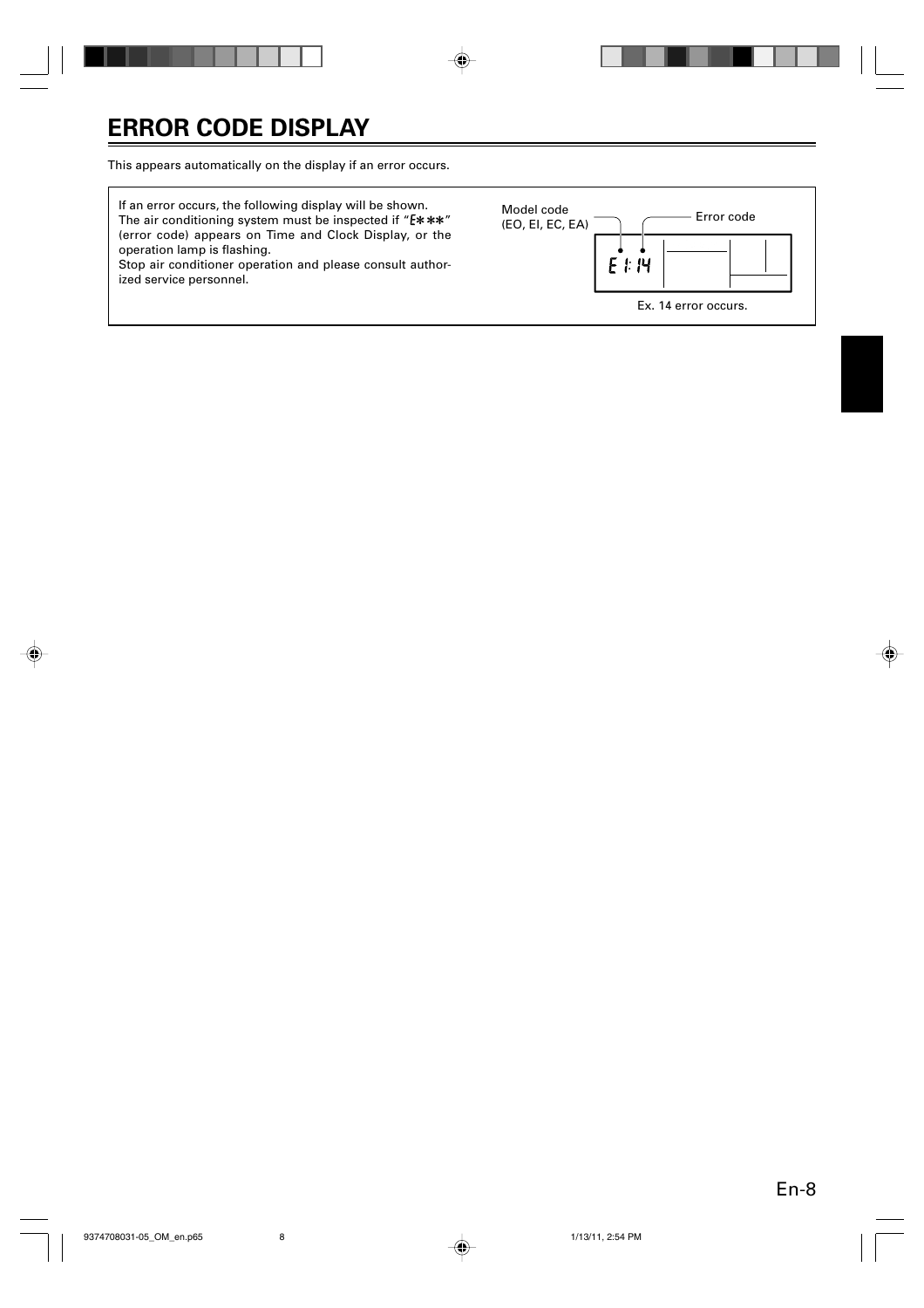# ERROR CODE DISPLAY

This appears automatically on the display if an error occurs.

If an error occurs, the following display will be shown.
The air conditioning system must be inspected if "E***" (error code) appears on Time and Clock Display, or the operation lamp is flashing.
Stop air conditioner operation and please consult authorized service personnel.

Model code (EO, EI, EC, EA)

Error code

E 1: 14

Ex. 14 error occurs.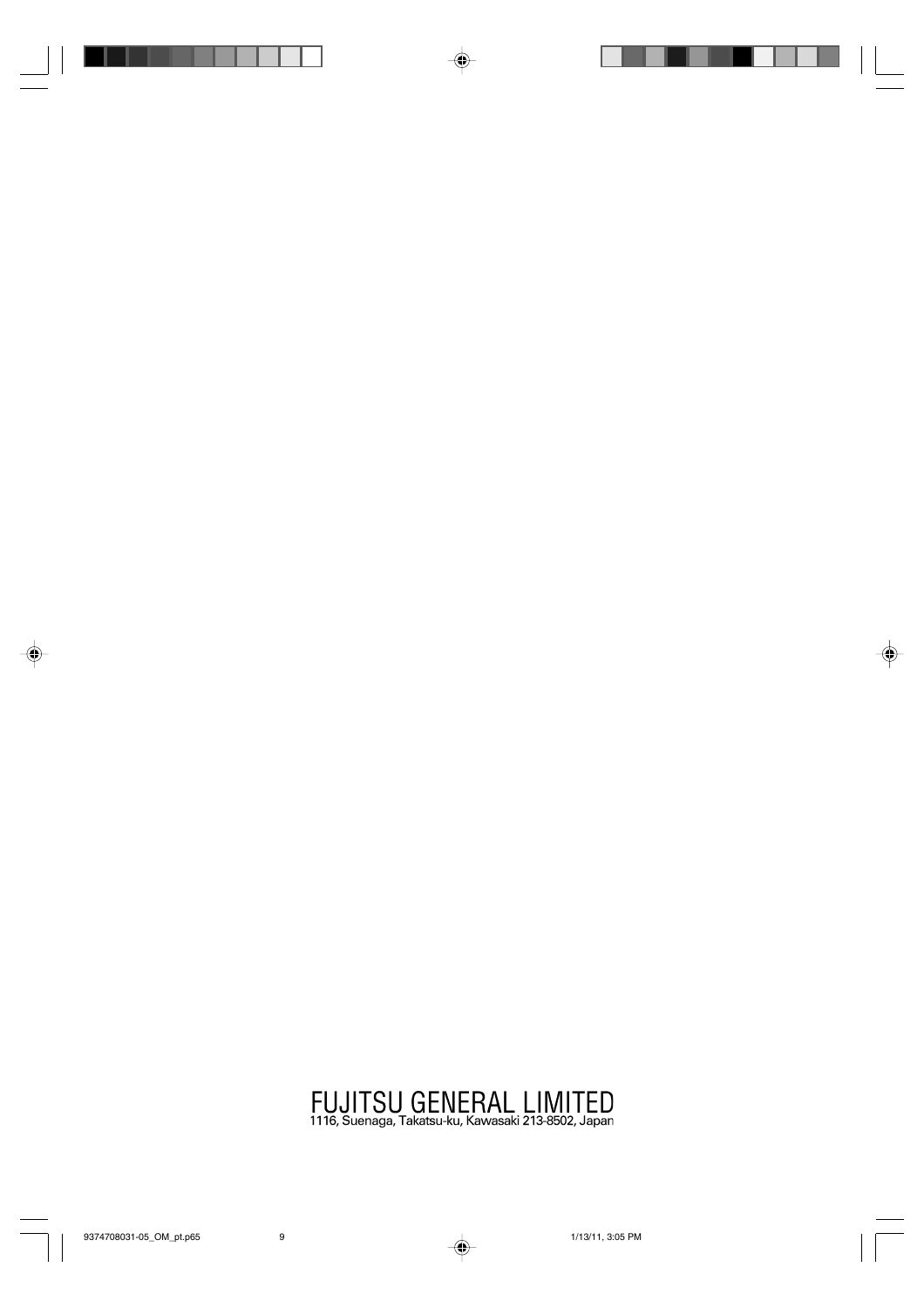FUJITSU GENERAL LIMITED

1116, Suenaga, Takatsu-ku, Kawasaki 213-8502, Japan